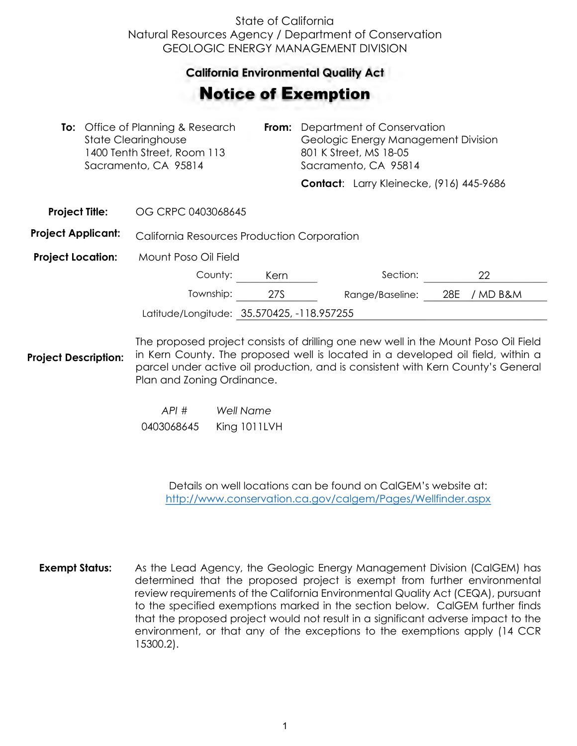State of California
Natural Resources Agency / Department of Conservation
GEOLOGIC ENERGY MANAGEMENT DIVISION

## California Environmental Quality Act

# Notice of Exemption

**To:** Office of Planning & Research
State Clearinghouse
1400 Tenth Street, Room 113
Sacramento, CA 95814

**From:** Department of Conservation
Geologic Energy Management Division
801 K Street, MS 18-05
Sacramento, CA 95814

**Contact:** Larry Kleinecke, (916) 445-9686

**Project Title:** OG CRPC 0403068645

**Project Applicant:** California Resources Production Corporation

**Project Location:** Mount Poso Oil Field

County: Kern
Section: 22
Township: 27S
Range/Baseline: 28E / MD B&M
Latitude/Longitude: 35.570425, -118.957255

**Project Description:** The proposed project consists of drilling one new well in the Mount Poso Oil Field in Kern County. The proposed well is located in a developed oil field, within a parcel under active oil production, and is consistent with Kern County's General Plan and Zoning Ordinance.

| *API #* | *Well Name* |
|---|---|
| 0403068645 | King 1011LVH |

Details on well locations can be found on CalGEM's website at:
http://www.conservation.ca.gov/calgem/Pages/Wellfinder.aspx

**Exempt Status:** As the Lead Agency, the Geologic Energy Management Division (CalGEM) has determined that the proposed project is exempt from further environmental review requirements of the California Environmental Quality Act (CEQA), pursuant to the specified exemptions marked in the section below. CalGEM further finds that the proposed project would not result in a significant adverse impact to the environment, or that any of the exceptions to the exemptions apply (14 CCR 15300.2).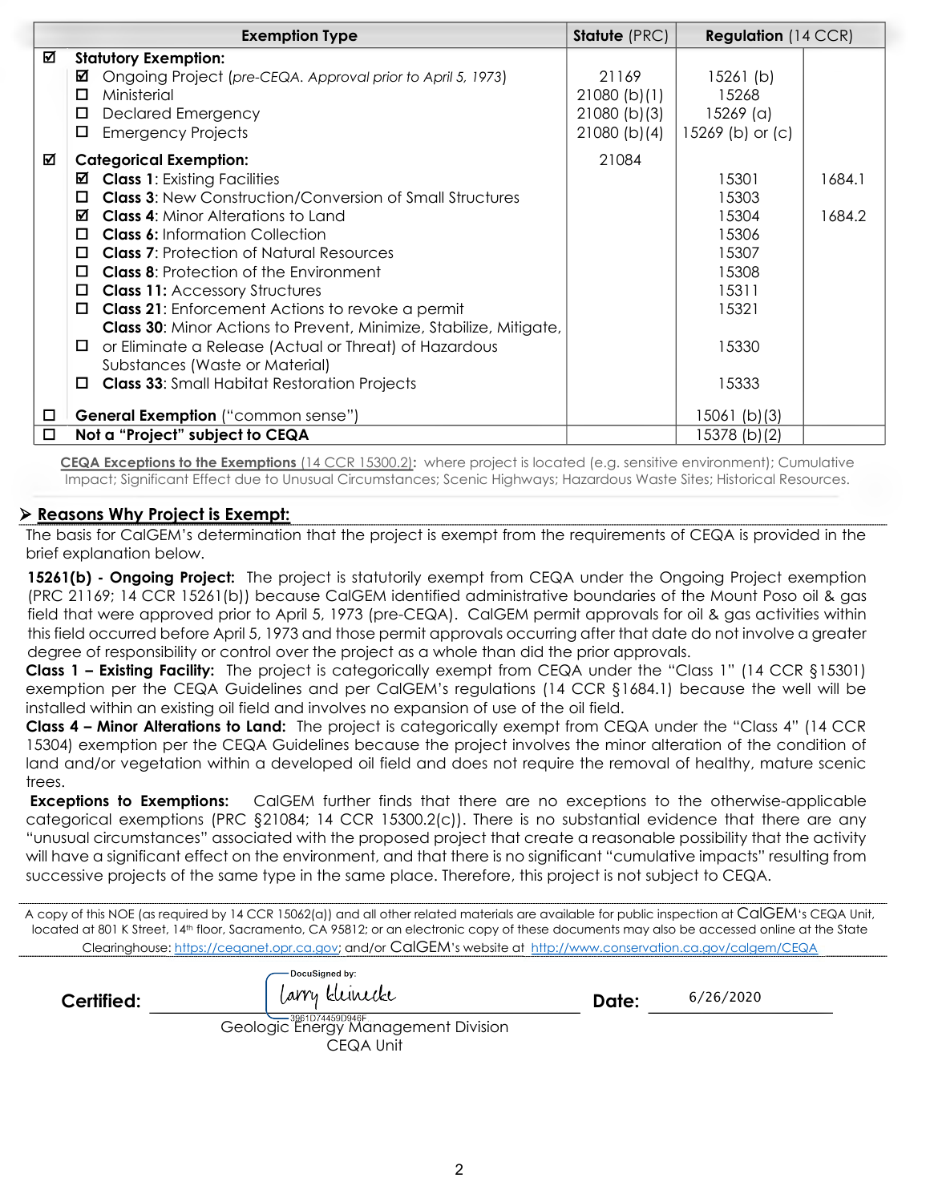| | Exemption Type | Statute (PRC) | Regulation (14 CCR) | |
|---|---|---|---|---|
| ☑ | **Statutory Exemption:** | | | |
| | ☑ Ongoing Project (*pre-CEQA. Approval prior to April 5, 1973*) | 21169 | 15261 (b) | |
| | ☐ Ministerial | 21080 (b)(1) | 15268 | |
| | ☐ Declared Emergency | 21080 (b)(3) | 15269 (a) | |
| | ☐ Emergency Projects | 21080 (b)(4) | 15269 (b) or (c) | |
| ☑ | **Categorical Exemption:** | 21084 | | |
| | ☑ **Class 1**: Existing Facilities | | 15301 | 1684.1 |
| | ☐ **Class 3**: New Construction/Conversion of Small Structures | | 15303 | |
| | ☑ **Class 4**: Minor Alterations to Land | | 15304 | 1684.2 |
| | ☐ **Class 6**: Information Collection | | 15306 | |
| | ☐ **Class 7**: Protection of Natural Resources | | 15307 | |
| | ☐ **Class 8**: Protection of the Environment | | 15308 | |
| | ☐ **Class 11:** Accessory Structures | | 15311 | |
| | ☐ **Class 21**: Enforcement Actions to revoke a permit | | 15321 | |
| | ☐ **Class 30**: Minor Actions to Prevent, Minimize, Stabilize, Mitigate, or Eliminate a Release (Actual or Threat) of Hazardous Substances (Waste or Material) | | 15330 | |
| | ☐ **Class 33**: Small Habitat Restoration Projects | | 15333 | |
| ☐ | **General Exemption** ("common sense") | | 15061 (b)(3) | |
| ☐ | **Not a "Project" subject to CEQA** | | 15378 (b)(2) | |

CEQA Exceptions to the Exemptions (14 CCR 15300.2): where project is located (e.g. sensitive environment); Cumulative Impact; Significant Effect due to Unusual Circumstances; Scenic Highways; Hazardous Waste Sites; Historical Resources.

## ➢ Reasons Why Project is Exempt:

The basis for CalGEM's determination that the project is exempt from the requirements of CEQA is provided in the brief explanation below.

**15261(b) - Ongoing Project:** The project is statutorily exempt from CEQA under the Ongoing Project exemption (PRC 21169; 14 CCR 15261(b)) because CalGEM identified administrative boundaries of the Mount Poso oil & gas field that were approved prior to April 5, 1973 (pre-CEQA). CalGEM permit approvals for oil & gas activities within this field occurred before April 5, 1973 and those permit approvals occurring after that date do not involve a greater degree of responsibility or control over the project as a whole than did the prior approvals.

**Class 1 – Existing Facility:** The project is categorically exempt from CEQA under the "Class 1" (14 CCR §15301) exemption per the CEQA Guidelines and per CalGEM's regulations (14 CCR §1684.1) because the well will be installed within an existing oil field and involves no expansion of use of the oil field.

**Class 4 – Minor Alterations to Land:** The project is categorically exempt from CEQA under the "Class 4" (14 CCR 15304) exemption per the CEQA Guidelines because the project involves the minor alteration of the condition of land and/or vegetation within a developed oil field and does not require the removal of healthy, mature scenic trees.

**Exceptions to Exemptions:** CalGEM further finds that there are no exceptions to the otherwise-applicable categorical exemptions (PRC §21084; 14 CCR 15300.2(c)). There is no substantial evidence that there are any "unusual circumstances" associated with the proposed project that create a reasonable possibility that the activity will have a significant effect on the environment, and that there is no significant "cumulative impacts" resulting from successive projects of the same type in the same place. Therefore, this project is not subject to CEQA.

A copy of this NOE (as required by 14 CCR 15062(a)) and all other related materials are available for public inspection at CalGEM's CEQA Unit, located at 801 K Street, 14th floor, Sacramento, CA 95812; or an electronic copy of these documents may also be accessed online at the State Clearinghouse: https://ceqanet.opr.ca.gov; and/or CalGEM's website at http://www.conservation.ca.gov/calgem/CEQA

**Certified:** DocuSigned by: Larry Kleinecke 3961D74459D946F
Geologic Energy Management Division
CEQA Unit

**Date:** 6/26/2020